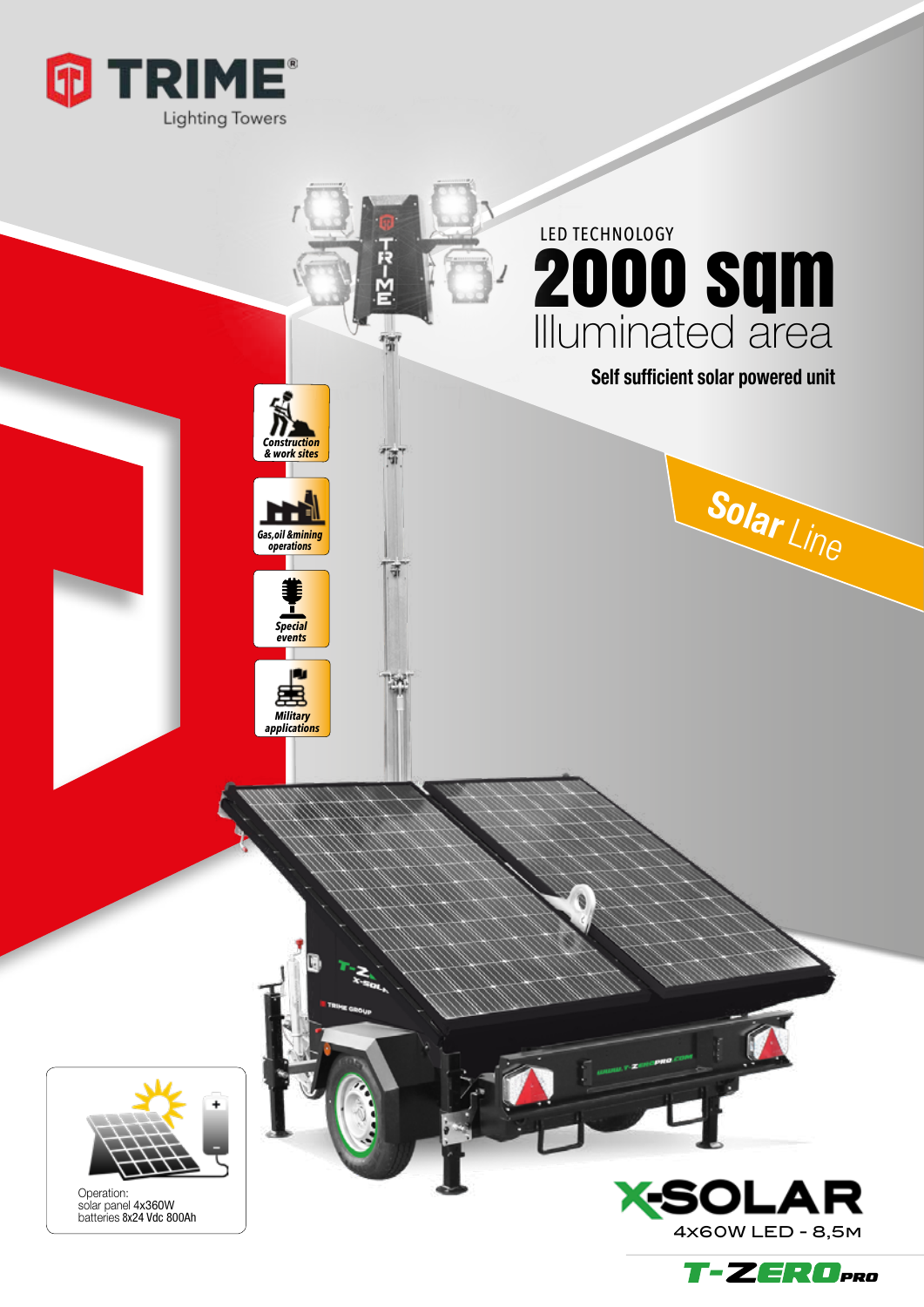# TRIME®

Lighting Towers

LED TECHNOLOGY

# 2000 sqm

## Illuminated area

**Self sufficient solar powered unit**

**Solar** Line

- Construction & work sites
- Gas, oil & mining operations
- Special events
- Military applications

Operation:
solar panel 4x360W
batteries 8x24 Vdc 800Ah

# X-SOLAR

4x60W LED - 8,5M

T-ZERO PRO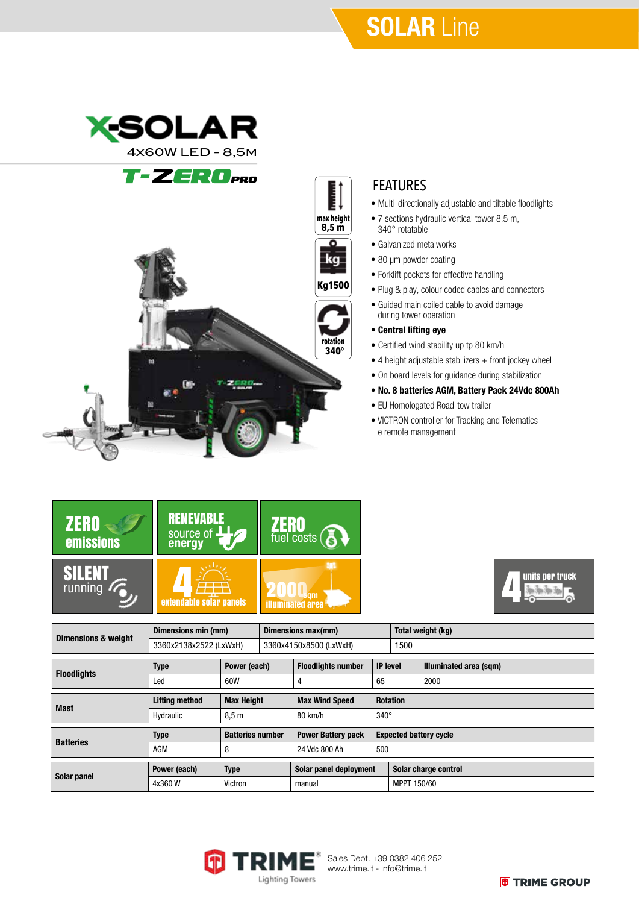# SOLAR Line

# X-SOLAR

4X60W LED - 8,5M

## T-ZERO PRO

max height 8,5 m

Kg1500

rotation 340°

## FEATURES

- Multi-directionally adjustable and tiltable floodlights
- 7 sections hydraulic vertical tower 8,5 m, 340° rotatable
- Galvanized metalworks
- 80 µm powder coating
- Forklift pockets for effective handling
- Plug & play, colour coded cables and connectors
- Guided main coiled cable to avoid damage during tower operation
- **Central lifting eye**
- Certified wind stability up tp 80 km/h
- 4 height adjustable stabilizers + front jockey wheel
- On board levels for guidance during stabilization
- **No. 8 batteries AGM, Battery Pack 24Vdc 800Ah**
- EU Homologated Road-tow trailer
- VICTRON controller for Tracking and Telematics e remote management

ZERO emissions

RENEWABLE source of energy

ZERO fuel costs

SILENT running

4 extendable solar panels

2000 sqm illuminated area

4 units per truck

| | | | | | |
|---|---|---|---|---|---|
| **Dimensions & weight** | **Dimensions min (mm)** | **Dimensions max(mm)** | | **Total weight (kg)** | |
| | 3360x2138x2522 (LxWxH) | 3360x4150x8500 (LxWxH) | | 1500 | |
| **Floodlights** | **Type** | **Power (each)** | **Floodlights number** | **IP level** | **Illuminated area (sqm)** |
| | Led | 60W | 4 | 65 | 2000 |
| **Mast** | **Lifting method** | **Max Height** | **Max Wind Speed** | **Rotation** | |
| | Hydraulic | 8,5 m | 80 km/h | 340° | |
| **Batteries** | **Type** | **Batteries number** | **Power Battery pack** | **Expected battery cycle** | |
| | AGM | 8 | 24 Vdc 800 Ah | 500 | |
| **Solar panel** | **Power (each)** | **Type** | **Solar panel deployment** | **Solar charge control** | |
| | 4x360 W | Victron | manual | MPPT 150/60 | |

TRIME Lighting Towers

Sales Dept. +39 0382 406 252
www.trime.it - info@trime.it

TRIME GROUP